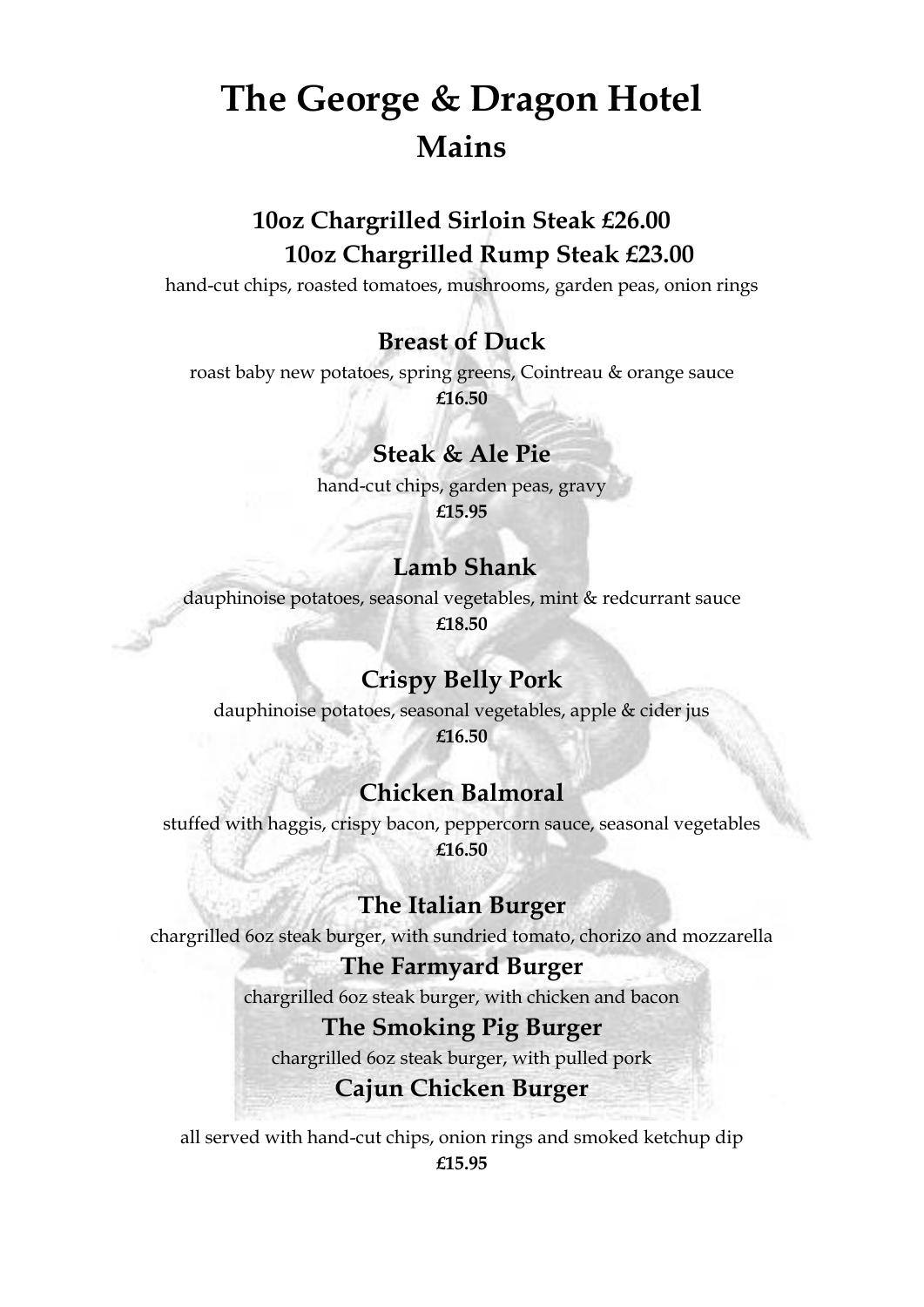# The George & Dragon Hotel

## Mains

### 10oz Chargrilled Sirloin Steak £26.00
### 10oz Chargrilled Rump Steak £23.00

hand-cut chips, roasted tomatoes, mushrooms, garden peas, onion rings

### Breast of Duck

roast baby new potatoes, spring greens, Cointreau & orange sauce

**£16.50**

### Steak & Ale Pie

hand-cut chips, garden peas, gravy

**£15.95**

### Lamb Shank

dauphinoise potatoes, seasonal vegetables, mint & redcurrant sauce

**£18.50**

### Crispy Belly Pork

dauphinoise potatoes, seasonal vegetables, apple & cider jus

**£16.50**

### Chicken Balmoral

stuffed with haggis, crispy bacon, peppercorn sauce, seasonal vegetables

**£16.50**

### The Italian Burger

chargrilled 6oz steak burger, with sundried tomato, chorizo and mozzarella

### The Farmyard Burger

chargrilled 6oz steak burger, with chicken and bacon

### The Smoking Pig Burger

chargrilled 6oz steak burger, with pulled pork

### Cajun Chicken Burger

all served with hand-cut chips, onion rings and smoked ketchup dip

**£15.95**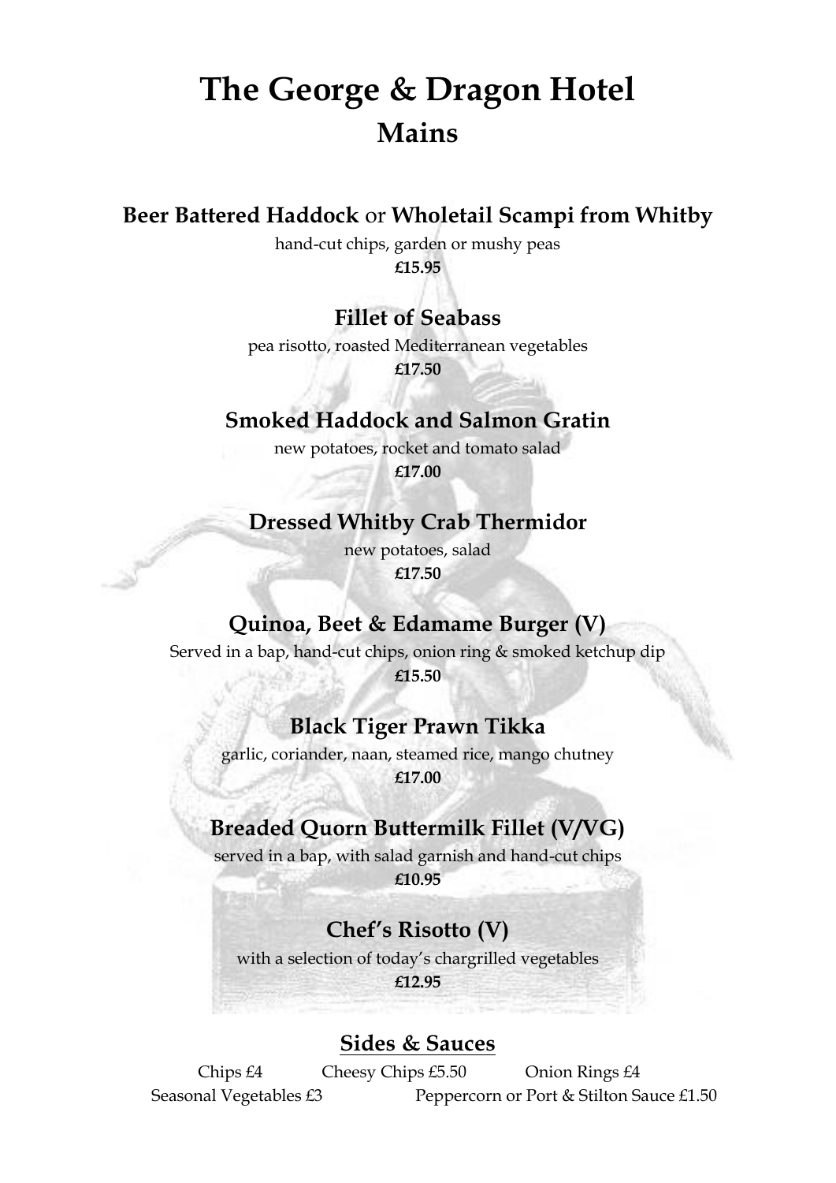# The George & Dragon Hotel

## Mains

### **Beer Battered Haddock** or **Wholetail Scampi from Whitby**

hand-cut chips, garden or mushy peas

**£15.95**

### Fillet of Seabass

pea risotto, roasted Mediterranean vegetables

**£17.50**

### Smoked Haddock and Salmon Gratin

new potatoes, rocket and tomato salad

**£17.00**

### Dressed Whitby Crab Thermidor

new potatoes, salad

**£17.50**

### Quinoa, Beet & Edamame Burger (V)

Served in a bap, hand-cut chips, onion ring & smoked ketchup dip

**£15.50**

### Black Tiger Prawn Tikka

garlic, coriander, naan, steamed rice, mango chutney

**£17.00**

### Breaded Quorn Buttermilk Fillet (V/VG)

served in a bap, with salad garnish and hand-cut chips

**£10.95**

### Chef's Risotto (V)

with a selection of today's chargrilled vegetables

**£12.95**

### Sides & Sauces

Chips £4 | Cheesy Chips £5.50 | Onion Rings £4

Seasonal Vegetables £3 | Peppercorn or Port & Stilton Sauce £1.50